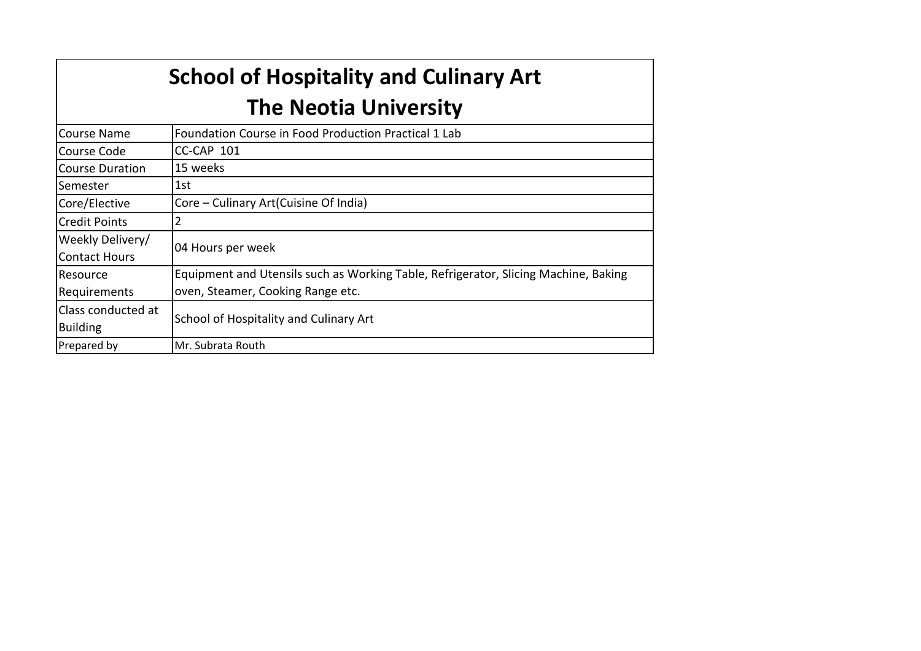# School of Hospitality and Culinary Art
# The Neotia University

| | |
|---|---|
| Course Name | Foundation Course in Food Production Practical 1 Lab |
| Course Code | CC-CAP 101 |
| Course Duration | 15 weeks |
| Semester | 1st |
| Core/Elective | Core – Culinary Art(Cuisine Of India) |
| Credit Points | 2 |
| Weekly Delivery/ Contact Hours | 04 Hours per week |
| Resource Requirements | Equipment and Utensils such as Working Table, Refrigerator, Slicing Machine, Baking oven, Steamer, Cooking Range etc. |
| Class conducted at Building | School of Hospitality and Culinary Art |
| Prepared by | Mr. Subrata Routh |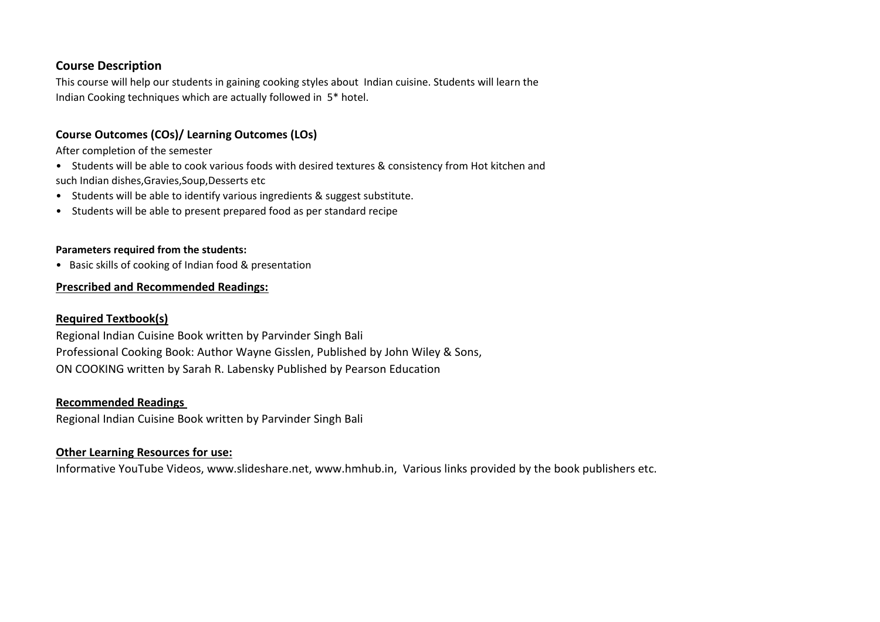## Course Description

This course will help our students in gaining cooking styles about Indian cuisine. Students will learn the Indian Cooking techniques which are actually followed in 5* hotel.

## Course Outcomes (COs)/ Learning Outcomes (LOs)

After completion of the semester

- Students will be able to cook various foods with desired textures & consistency from Hot kitchen and such Indian dishes,Gravies,Soup,Desserts etc
- Students will be able to identify various ingredients & suggest substitute.
- Students will be able to present prepared food as per standard recipe

**Parameters required from the students:**

- Basic skills of cooking of Indian food & presentation

**Prescribed and Recommended Readings:**

**Required Textbook(s)**

Regional Indian Cuisine Book written by Parvinder Singh Bali
Professional Cooking Book: Author Wayne Gisslen, Published by John Wiley & Sons,
ON COOKING written by Sarah R. Labensky Published by Pearson Education

**Recommended Readings**

Regional Indian Cuisine Book written by Parvinder Singh Bali

**Other Learning Resources for use:**

Informative YouTube Videos, www.slideshare.net, www.hmhub.in, Various links provided by the book publishers etc.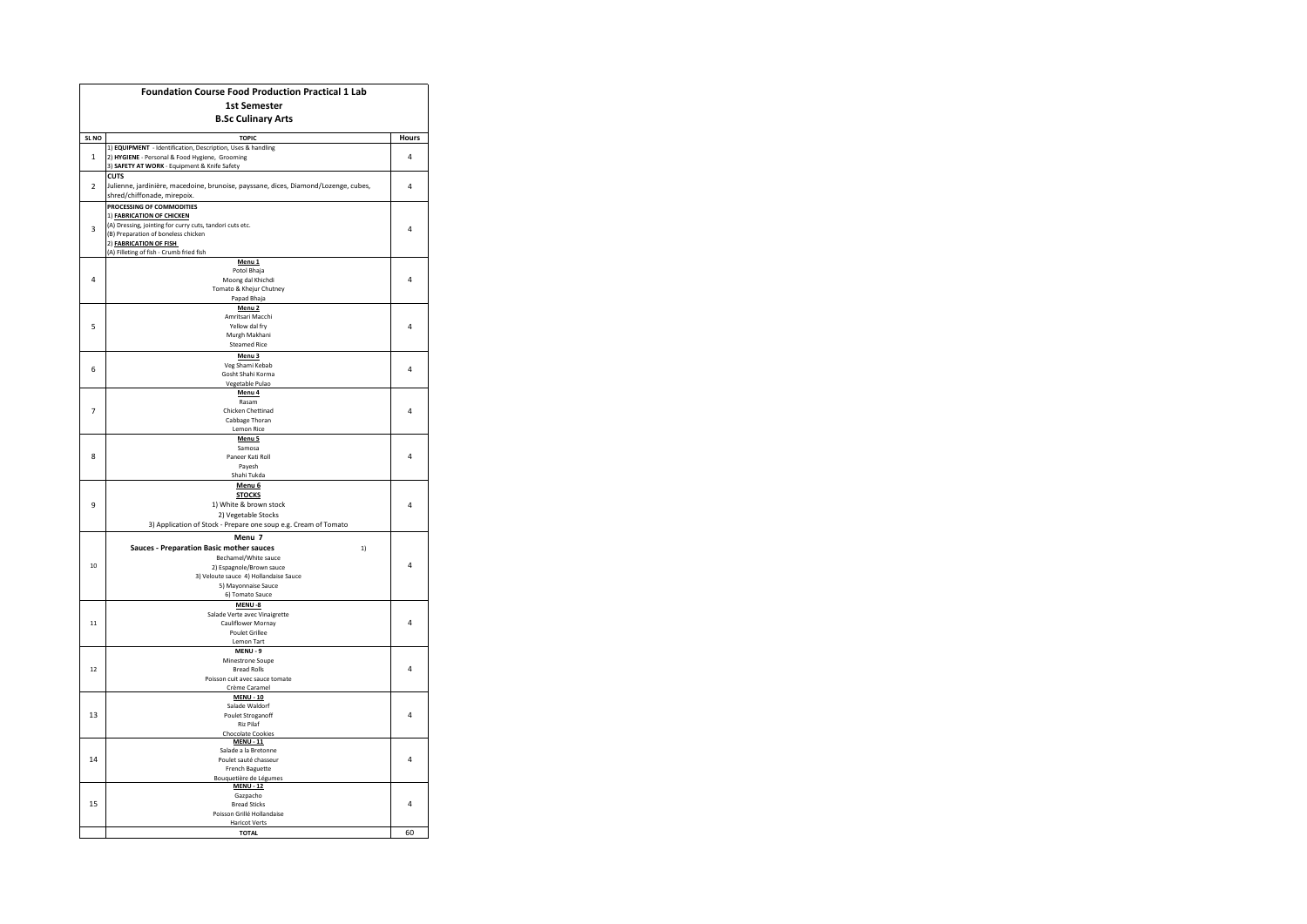| Foundation Course Food Production Practical 1 Lab | | |
|---|---|---|
| 1st Semester | | |
| B.Sc Culinary Arts | | |
| **SL NO** | **TOPIC** | **Hours** |
| 1 | 1) **EQUIPMENT** - Identification, Description, Uses & handling<br>2) **HYGIENE** - Personal & Food Hygiene, Grooming<br>3) **SAFETY AT WORK** - Equipment & Knife Safety | 4 |
| 2 | **CUTS**<br>Julienne, jardinière, macedoine, brunoise, payssane, dices, Diamond/Lozenge, cubes, shred/chiffonade, mirepoix. | 4 |
| 3 | **PROCESSING OF COMMODITIES**<br>1) **FABRICATION OF CHICKEN**<br>(A) Dressing, jointing for curry cuts, tandori cuts etc.<br>(B) Preparation of boneless chicken<br>2) **FABRICATION OF FISH**<br>(A) Filleting of fish - Crumb fried fish | 4 |
| 4 | **Menu 1**<br>Potol Bhaja<br>Moong dal Khichdi<br>Tomato & Khejur Chutney<br>Papad Bhaja | 4 |
| 5 | **Menu 2**<br>Amritsari Macchi<br>Yellow dal fry<br>Murgh Makhani<br>Steamed Rice | 4 |
| 6 | **Menu 3**<br>Veg Shami Kebab<br>Gosht Shahi Korma<br>Vegetable Pulao | 4 |
| 7 | **Menu 4**<br>Rasam<br>Chicken Chettinad<br>Cabbage Thoran<br>Lemon Rice | 4 |
| 8 | **Menu 5**<br>Samosa<br>Paneer Kati Roll<br>Payesh<br>Shahi Tukda | 4 |
| 9 | **Menu 6**<br>**STOCKS**<br>1) White & brown stock<br>2) Vegetable Stocks<br>3) Application of Stock - Prepare one soup e.g. Cream of Tomato | 4 |
| 10 | **Menu 7**<br>**Sauces - Preparation Basic mother sauces** 1)<br>Bechamel/White sauce<br>2) Espagnole/Brown sauce<br>3) Veloute sauce 4) Hollandaise Sauce<br>5) Mayonnaise Sauce<br>6) Tomato Sauce | 4 |
| 11 | **MENU -8**<br>Salade Verte avec Vinaigrette<br>Cauliflower Mornay<br>Poulet Grillee<br>Lemon Tart | 4 |
| 12 | **MENU - 9**<br>Minestrone Soupe<br>Bread Rolls<br>Poisson cuit avec sauce tomate<br>Crème Caramel | 4 |
| 13 | **MENU - 10**<br>Salade Waldorf<br>Poulet Stroganoff<br>Riz Pilaf<br>Chocolate Cookies | 4 |
| 14 | **MENU - 11**<br>Salade a la Bretonne<br>Poulet sauté chasseur<br>French Baguette<br>Bouquetière de Légumes | 4 |
| 15 | **MENU - 12**<br>Gazpacho<br>Bread Sticks<br>Poisson Grillé Hollandaise<br>Haricot Verts | 4 |
| | **TOTAL** | 60 |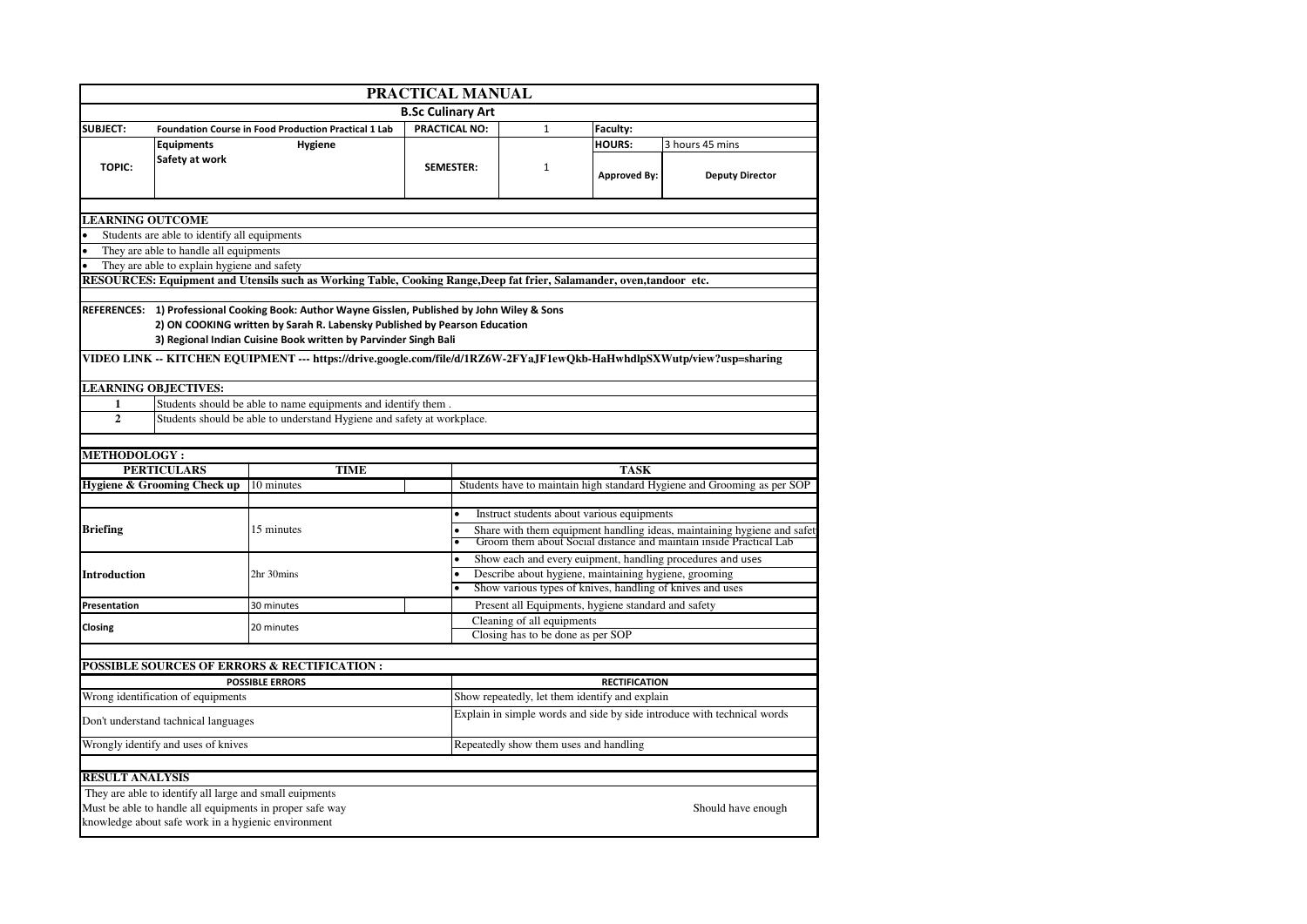# PRACTICAL MANUAL

## B.Sc Culinary Art

| SUBJECT: | Foundation Course in Food Production Practical 1 Lab | PRACTICAL NO: | 1 | Faculty: | |
|---|---|---|---|---|---|
| | Equipments Hygiene | | | HOURS: | 3 hours 45 mins |
| TOPIC: | Safety at work | SEMESTER: | 1 | Approved By: | Deputy Director |

### LEARNING OUTCOME

- Students are able to identify all equipments
- They are able to handle all equipments
- They are able to explain hygiene and safety

**RESOURCES: Equipment and Utensils such as Working Table, Cooking Range,Deep fat frier, Salamander, oven,tandoor etc.**

**REFERENCES:**
1) Professional Cooking Book: Author Wayne Gisslen, Published by John Wiley & Sons
2) ON COOKING written by Sarah R. Labensky Published by Pearson Education
3) Regional Indian Cuisine Book written by Parvinder Singh Bali

**VIDEO LINK -- KITCHEN EQUIPMENT --- https://drive.google.com/file/d/1RZ6W-2FYaJF1ewQkb-HaHwhdlpSXWutp/view?usp=sharing**

### LEARNING OBJECTIVES:

| | |
|---|---|
| 1 | Students should be able to name equipments and identify them . |
| 2 | Students should be able to understand Hygiene and safety at workplace. |

### METHODOLOGY :

| PERTICULARS | TIME | TASK |
|---|---|---|
| Hygiene & Grooming Check up | 10 minutes | Students have to maintain high standard Hygiene and Grooming as per SOP |
| Briefing | 15 minutes | • Instruct students about various equipments<br>• Share with them equipment handling ideas, maintaining hygiene and safety<br>• Groom them about Social distance and maintain inside Practical Lab |
| Introduction | 2hr 30mins | • Show each and every euipment, handling procedures and uses<br>• Describe about hygiene, maintaining hygiene, grooming<br>• Show various types of knives, handling of knives and uses |
| Presentation | 30 minutes | Present all Equipments, hygiene standard and safety |
| Closing | 20 minutes | Cleaning of all equipments<br>Closing has to be done as per SOP |

### POSSIBLE SOURCES OF ERRORS & RECTIFICATION :

| POSSIBLE ERRORS | RECTIFICATION |
|---|---|
| Wrong identification of equipments | Show repeatedly, let them identify and explain |
| Don't understand tachnical languages | Explain in simple words and side by side introduce with technical words |
| Wrongly identify and uses of knives | Repeatedly show them uses and handling |

### RESULT ANALYSIS

They are able to identify all large and small euipments
Must be able to handle all equipments in proper safe way
Should have enough knowledge about safe work in a hygienic environment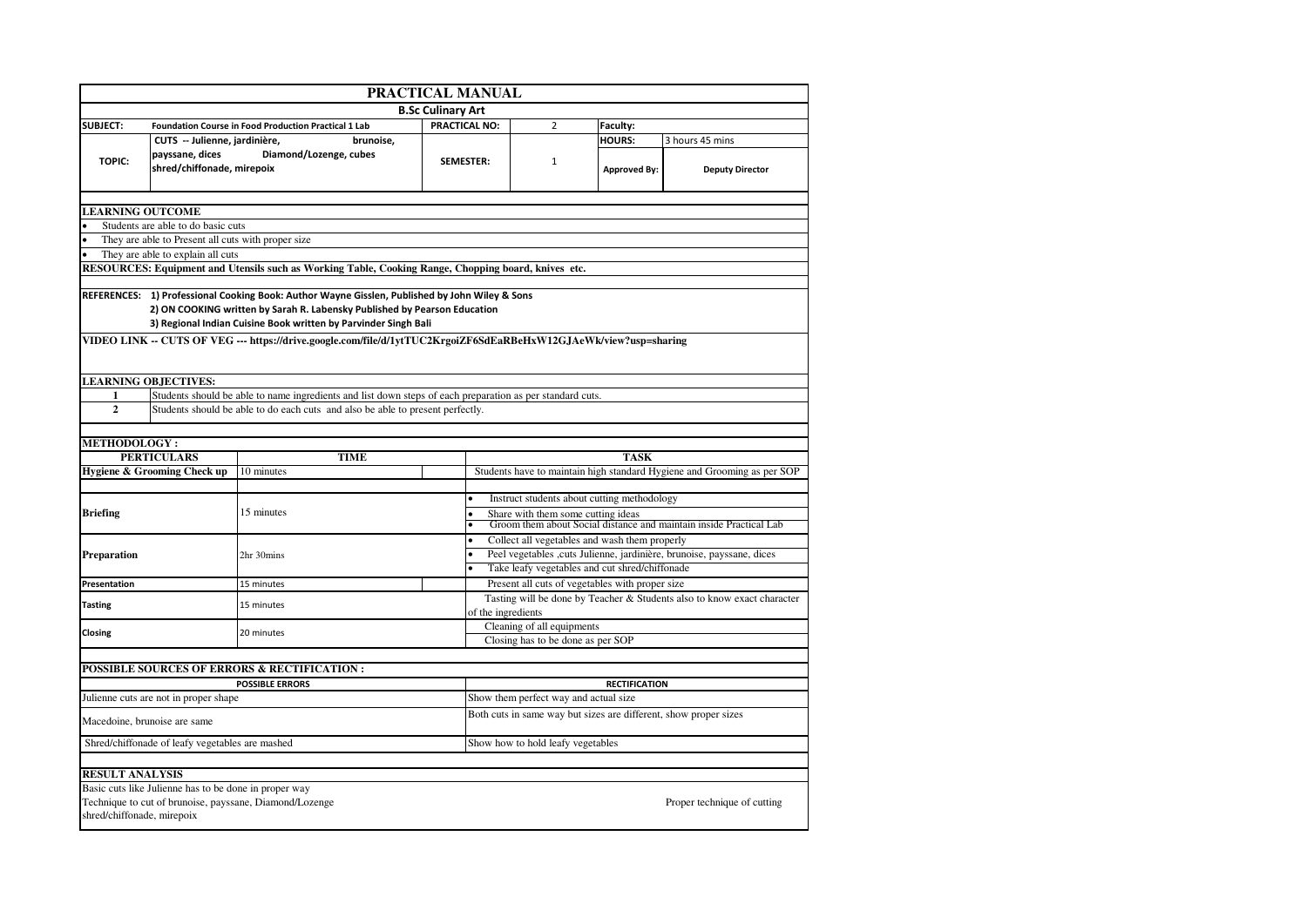# PRACTICAL MANUAL

## B.Sc Culinary Art

| | | | | | |
|---|---|---|---|---|---|
| **SUBJECT:** | **Foundation Course in Food Production Practical 1 Lab** | **PRACTICAL NO:** | 2 | **Faculty:** | |
| **TOPIC:** | **CUTS -- Julienne, jardinière, brunoise, payssane, dices Diamond/Lozenge, cubes shred/chiffonade, mirepoix** | **SEMESTER:** | 1 | **HOURS:** | 3 hours 45 mins |
| | | | | **Approved By:** | **Deputy Director** |

**LEARNING OUTCOME**

- Students are able to do basic cuts
- They are able to Present all cuts with proper size
- They are able to explain all cuts

**RESOURCES: Equipment and Utensils such as Working Table, Cooking Range, Chopping board, knives etc.**

**REFERENCES:**
1) Professional Cooking Book: Author Wayne Gisslen, Published by John Wiley & Sons
2) ON COOKING written by Sarah R. Labensky Published by Pearson Education
3) Regional Indian Cuisine Book written by Parvinder Singh Bali

**VIDEO LINK -- CUTS OF VEG --- https://drive.google.com/file/d/1ytTUC2KrgoiZF6SdEaRBeHxW12GJAeWk/view?usp=sharing**

**LEARNING OBJECTIVES:**

| | |
|---|---|
| **1** | Students should be able to name ingredients and list down steps of each preparation as per standard cuts. |
| **2** | Students should be able to do each cuts and also be able to present perfectly. |

**METHODOLOGY :**

| PERTICULARS | TIME | TASK |
|---|---|---|
| **Hygiene & Grooming Check up** | 10 minutes | Students have to maintain high standard Hygiene and Grooming as per SOP |
| **Briefing** | 15 minutes | • Instruct students about cutting methodology<br>• Share with them some cutting ideas<br>• Groom them about Social distance and maintain inside Practical Lab |
| **Preparation** | 2hr 30mins | • Collect all vegetables and wash them properly<br>• Peel vegetables ,cuts Julienne, jardinière, brunoise, payssane, dices<br>• Take leafy vegetables and cut shred/chiffonade |
| **Presentation** | 15 minutes | Present all cuts of vegetables with proper size |
| **Tasting** | 15 minutes | Tasting will be done by Teacher & Students also to know exact character of the ingredients |
| **Closing** | 20 minutes | Cleaning of all equipments<br>Closing has to be done as per SOP |

**POSSIBLE SOURCES OF ERRORS & RECTIFICATION :**

| POSSIBLE ERRORS | RECTIFICATION |
|---|---|
| Julienne cuts are not in proper shape | Show them perfect way and actual size |
| Macedoine, brunoise are same | Both cuts in same way but sizes are different, show proper sizes |
| Shred/chiffonade of leafy vegetables are mashed | Show how to hold leafy vegetables |

**RESULT ANALYSIS**

Basic cuts like Julienne has to be done in proper way
Technique to cut of brunoise, payssane, Diamond/Lozenge shred/chiffonade, mirepoix — Proper technique of cutting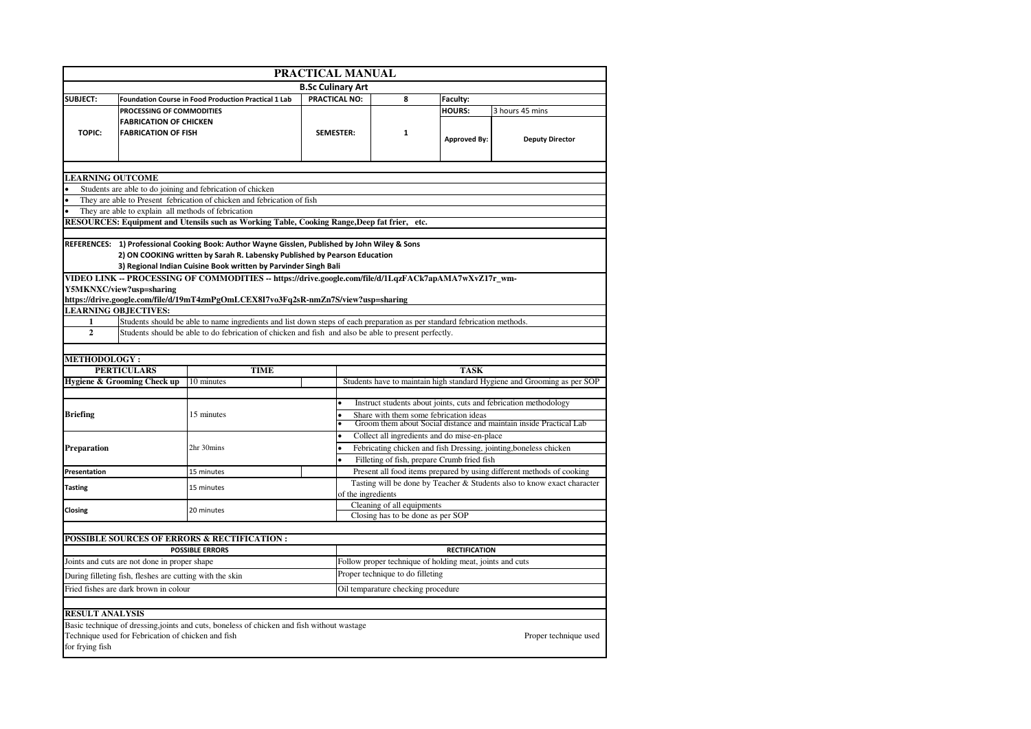# PRACTICAL MANUAL

## B.Sc Culinary Art

| SUBJECT: | Foundation Course in Food Production Practical 1 Lab | PRACTICAL NO: | 8 | Faculty: | |
|---|---|---|---|---|---|
| TOPIC: | PROCESSING OF COMMODITIES<br>FABRICATION OF CHICKEN<br>FABRICATION OF FISH | SEMESTER: | 1 | HOURS: | 3 hours 45 mins |
| | | | | Approved By: | Deputy Director |

### LEARNING OUTCOME

- Students are able to do joining and febrication of chicken
- They are able to Present febrication of chicken and febrication of fish
- They are able to explain all methods of febrication

**RESOURCES: Equipment and Utensils such as Working Table, Cooking Range,Deep fat frier, etc.**

**REFERENCES:** 1) Professional Cooking Book: Author Wayne Gisslen, Published by John Wiley & Sons
2) ON COOKING written by Sarah R. Labensky Published by Pearson Education
3) Regional Indian Cuisine Book written by Parvinder Singh Bali

**VIDEO LINK -- PROCESSING OF COMMODITIES -- https://drive.google.com/file/d/1LqzFACk7apAMA7wXvZ17r_wm-Y5MKNXC/view?usp=sharing**
**https://drive.google.com/file/d/19mT4zmPgOmLCEX8I7vo3Fq2sR-nmZn7S/view?usp=sharing**

### LEARNING OBJECTIVES:

| | |
|---|---|
| 1 | Students should be able to name ingredients and list down steps of each preparation as per standard febrication methods. |
| 2 | Students should be able to do febrication of chicken and fish and also be able to present perfectly. |

### METHODOLOGY :

| PERTICULARS | TIME | TASK |
|---|---|---|
| Hygiene & Grooming Check up | 10 minutes | Students have to maintain high standard Hygiene and Grooming as per SOP |
| Briefing | 15 minutes | • Instruct students about joints, cuts and fabrication methodology<br>• Share with them some febrication ideas<br>• Groom them about Social distance and maintain inside Practical Lab |
| Preparation | 2hr 30mins | • Collect all ingredients and do mise-en-place<br>• Febricating chicken and fish Dressing, jointing,boneless chicken<br>• Filleting of fish, prepare Crumb fried fish |
| Presentation | 15 minutes | Present all food items prepared by using different methods of cooking |
| Tasting | 15 minutes | Tasting will be done by Teacher & Students also to know exact character of the ingredients |
| Closing | 20 minutes | Cleaning of all equipments<br>Closing has to be done as per SOP |

### POSSIBLE SOURCES OF ERRORS & RECTIFICATION :

| POSSIBLE ERRORS | RECTIFICATION |
|---|---|
| Joints and cuts are not done in proper shape | Follow proper technique of holding meat, joints and cuts |
| During filleting fish, fleshes are cutting with the skin | Proper technique to do filleting |
| Fried fishes are dark brown in colour | Oil temparature checking procedure |

### RESULT ANALYSIS

Basic technique of dressing,joints and cuts, boneless of chicken and fish without wastage
Technique used for Febrication of chicken and fish Proper technique used for frying fish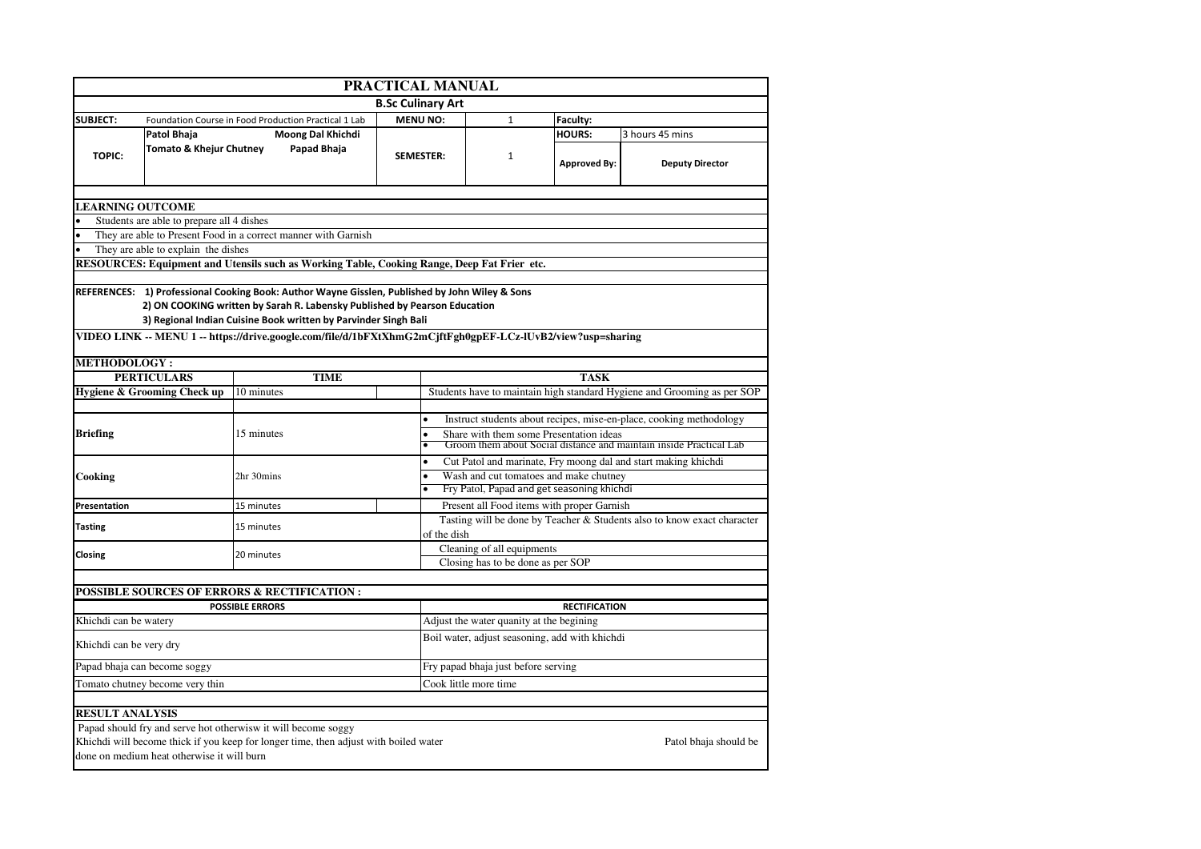# PRACTICAL MANUAL

## B.Sc Culinary Art

| | | | | | |
|---|---|---|---|---|---|
| **SUBJECT:** | Foundation Course in Food Production Practical 1 Lab | **MENU NO:** | 1 | **Faculty:** | |
| **TOPIC:** | **Patol Bhaja** / **Moong Dal Khichdi** / **Tomato & Khejur Chutney** / **Papad Bhaja** | **SEMESTER:** | 1 | **HOURS:** | 3 hours 45 mins |
| | | | | **Approved By:** | **Deputy Director** |

### LEARNING OUTCOME

- Students are able to prepare all 4 dishes
- They are able to Present Food in a correct manner with Garnish
- They are able to explain the dishes

**RESOURCES: Equipment and Utensils such as Working Table, Cooking Range, Deep Fat Frier etc.**

**REFERENCES:** **1) Professional Cooking Book: Author Wayne Gisslen, Published by John Wiley & Sons**
**2) ON COOKING written by Sarah R. Labensky Published by Pearson Education**
**3) Regional Indian Cuisine Book written by Parvinder Singh Bali**

**VIDEO LINK -- MENU 1 -- https://drive.google.com/file/d/1bFXtXhmG2mCjftFgh0gpEF-LCz-lUvB2/view?usp=sharing**

### METHODOLOGY :

| PERTICULARS | TIME | TASK |
|---|---|---|
| **Hygiene & Grooming Check up** | 10 minutes | Students have to maintain high standard Hygiene and Grooming as per SOP |
| **Briefing** | 15 minutes | • Instruct students about recipes, mise-en-place, cooking methodology<br>• Share with them some Presentation ideas<br>• Groom them about Social distance and maintain inside Practical Lab |
| **Cooking** | 2hr 30mins | • Cut Patol and marinate, Fry moong dal and start making khichdi<br>• Wash and cut tomatoes and make chutney<br>• Fry Patol, Papad and get seasoning khichdi |
| **Presentation** | 15 minutes | Present all Food items with proper Garnish |
| **Tasting** | 15 minutes | Tasting will be done by Teacher & Students also to know exact character of the dish |
| **Closing** | 20 minutes | Cleaning of all equipments<br>Closing has to be done as per SOP |

### POSSIBLE SOURCES OF ERRORS & RECTIFICATION :

| POSSIBLE ERRORS | RECTIFICATION |
|---|---|
| Khichdi can be watery | Adjust the water quanity at the begining |
| Khichdi can be very dry | Boil water, adjust seasoning, add with khichdi |
| Papad bhaja can become soggy | Fry papad bhaja just before serving |
| Tomato chutney become very thin | Cook little more time |

### RESULT ANALYSIS

Papad should fry and serve hot otherwisw it will become soggy
Khichdi will become thick if you keep for longer time, then adjust with boiled water
Patol bhaja should be done on medium heat otherwise it will burn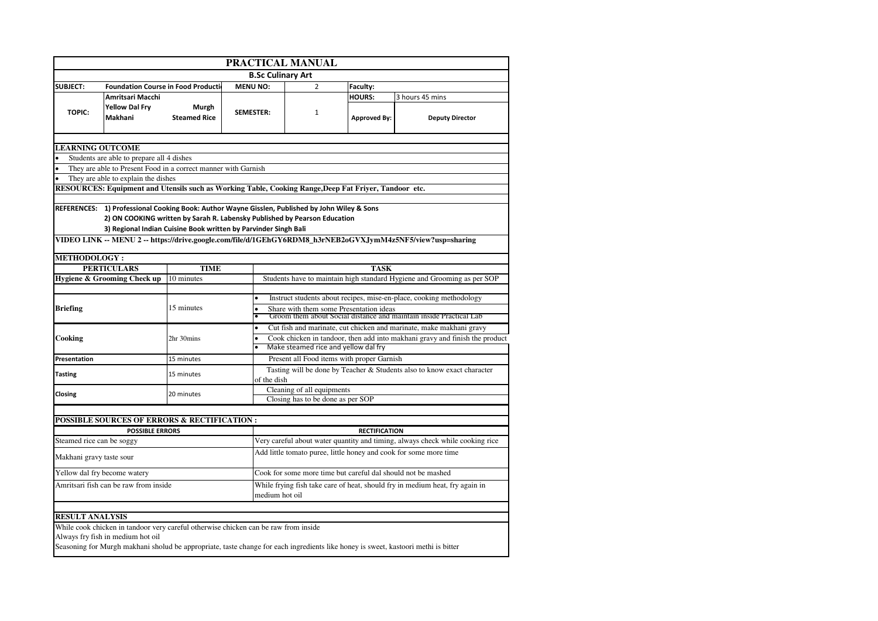# PRACTICAL MANUAL

## B.Sc Culinary Art

| SUBJECT: | Foundation Course in Food Producti | MENU NO: | 2 | Faculty: | |
|---|---|---|---|---|---|
| TOPIC: | Amritsari Macchi<br>Yellow Dal Fry Murgh Makhani Steamed Rice | SEMESTER: | 1 | HOURS: | 3 hours 45 mins |
| | | | | Approved By: | Deputy Director |

### LEARNING OUTCOME

- Students are able to prepare all 4 dishes
- They are able to Present Food in a correct manner with Garnish
- They are able to explain the dishes

**RESOURCES: Equipment and Utensils such as Working Table, Cooking Range,Deep Fat Fryer, Tandoor etc.**

**REFERENCES:**
1) Professional Cooking Book: Author Wayne Gisslen, Published by John Wiley & Sons
2) ON COOKING written by Sarah R. Labensky Published by Pearson Education
3) Regional Indian Cuisine Book written by Parvinder Singh Bali

**VIDEO LINK -- MENU 2 -- https://drive.google.com/file/d/1GEhGY6RDM8_h3rNEB2oGVXJymM4z5NF5/view?usp=sharing**

### METHODOLOGY :

| PERTICULARS | TIME | TASK |
|---|---|---|
| Hygiene & Grooming Check up | 10 minutes | Students have to maintain high standard Hygiene and Grooming as per SOP |
| Briefing | 15 minutes | • Instruct students about recipes, mise-en-place, cooking methodology<br>• Share with them some Presentation ideas<br>• Groom them about Social distance and maintain inside Practical Lab |
| Cooking | 2hr 30mins | • Cut fish and marinate, cut chicken and marinate, make makhani gravy<br>• Cook chicken in tandoor, then add into makhani gravy and finish the product<br>• Make steamed rice and yellow dal fry |
| Presentation | 15 minutes | Present all Food items with proper Garnish |
| Tasting | 15 minutes | Tasting will be done by Teacher & Students also to know exact character of the dish |
| Closing | 20 minutes | Cleaning of all equipments<br>Closing has to be done as per SOP |

### POSSIBLE SOURCES OF ERRORS & RECTIFICATION :

| POSSIBLE ERRORS | RECTIFICATION |
|---|---|
| Steamed rice can be soggy | Very careful about water quantity and timing, always check while cooking rice |
| Makhani gravy taste sour | Add little tomato puree, little honey and cook for some more time |
| Yellow dal fry become watery | Cook for some more time but careful dal should not be mashed |
| Amritsari fish can be raw from inside | While frying fish take care of heat, should fry in medium heat, fry again in medium hot oil |

### RESULT ANALYSIS

While cook chicken in tandoor very careful otherwise chicken can be raw from inside
Always fry fish in medium hot oil
Seasoning for Murgh makhani sholud be appropriate, taste change for each ingredients like honey is sweet, kastoori methi is bitter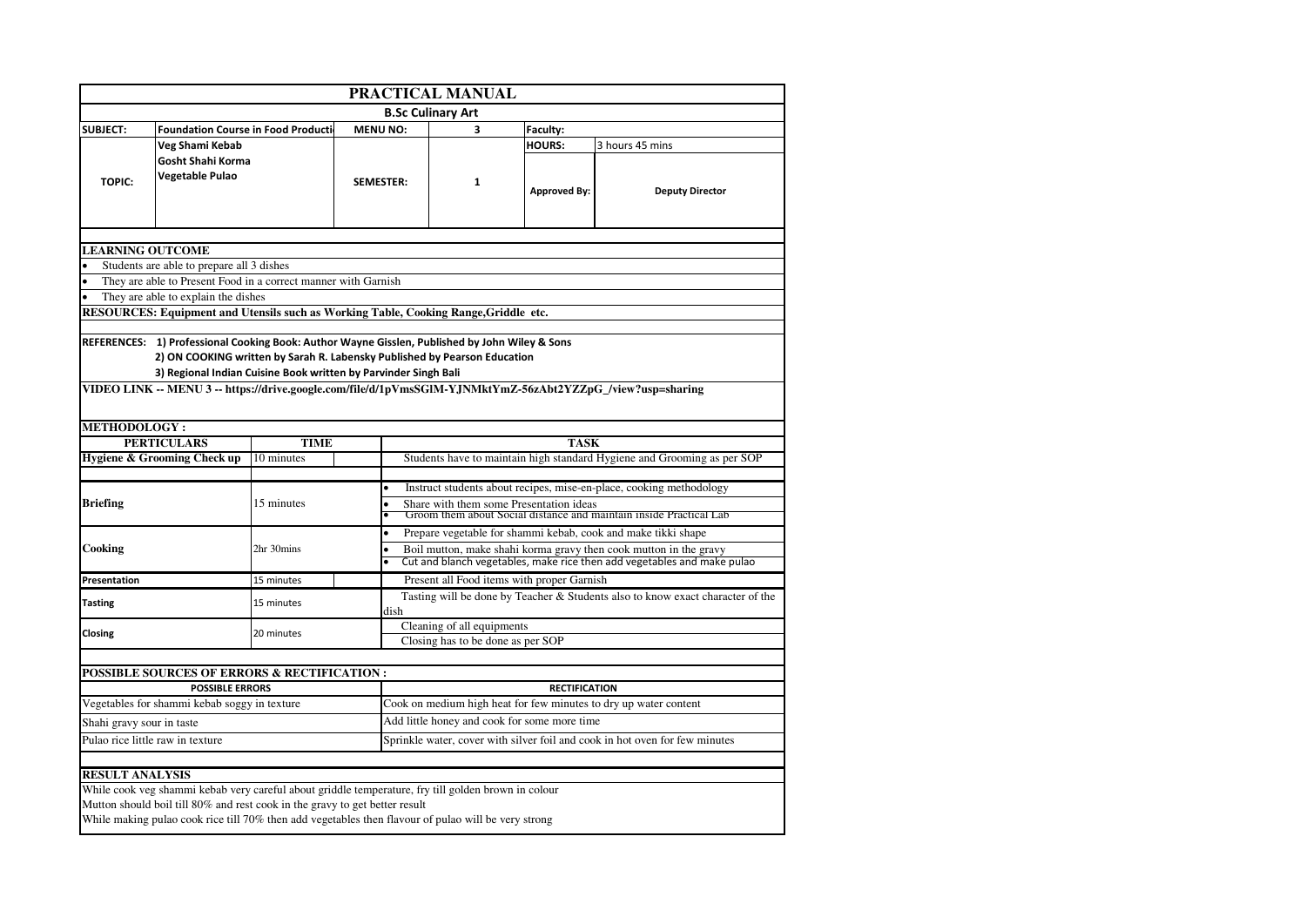# PRACTICAL MANUAL

## B.Sc Culinary Art

| SUBJECT: | Foundation Course in Food Producti | MENU NO: | 3 | Faculty: | |
|---|---|---|---|---|---|
| TOPIC: | Veg Shami Kebab<br>Gosht Shahi Korma<br>Vegetable Pulao | SEMESTER: | 1 | HOURS: | 3 hours 45 mins |
| | | | | Approved By: | Deputy Director |

### LEARNING OUTCOME

- Students are able to prepare all 3 dishes
- They are able to Present Food in a correct manner with Garnish
- They are able to explain the dishes

**RESOURCES: Equipment and Utensils such as Working Table, Cooking Range,Griddle etc.**

**REFERENCES: 1) Professional Cooking Book: Author Wayne Gisslen, Published by John Wiley & Sons**
**2) ON COOKING written by Sarah R. Labensky Published by Pearson Education**
**3) Regional Indian Cuisine Book written by Parvinder Singh Bali**

**VIDEO LINK -- MENU 3 -- https://drive.google.com/file/d/1pVmsSGlM-YJNMktYmZ-56zAbt2YZZpG_/view?usp=sharing**

### METHODOLOGY :

| PERTICULARS | TIME | TASK |
|---|---|---|
| Hygiene & Grooming Check up | 10 minutes | Students have to maintain high standard Hygiene and Grooming as per SOP |
| Briefing | 15 minutes | • Instruct students about recipes, mise-en-place, cooking methodology<br>• Share with them some Presentation ideas<br>• Groom them about Social distance and maintain inside Practical Lab |
| Cooking | 2hr 30mins | • Prepare vegetable for shammi kebab, cook and make tikki shape<br>• Boil mutton, make shahi korma gravy then cook mutton in the gravy<br>• Cut and blanch vegetables, make rice then add vegetables and make pulao |
| Presentation | 15 minutes | Present all Food items with proper Garnish |
| Tasting | 15 minutes | Tasting will be done by Teacher & Students also to know exact character of the dish |
| Closing | 20 minutes | Cleaning of all equipments<br>Closing has to be done as per SOP |

### POSSIBLE SOURCES OF ERRORS & RECTIFICATION :

| POSSIBLE ERRORS | RECTIFICATION |
|---|---|
| Vegetables for shammi kebab soggy in texture | Cook on medium high heat for few minutes to dry up water content |
| Shahi gravy sour in taste | Add little honey and cook for some more time |
| Pulao rice little raw in texture | Sprinkle water, cover with silver foil and cook in hot oven for few minutes |

### RESULT ANALYSIS

While cook veg shammi kebab very careful about griddle temperature, fry till golden brown in colour
Mutton should boil till 80% and rest cook in the gravy to get better result
While making pulao cook rice till 70% then add vegetables then flavour of pulao will be very strong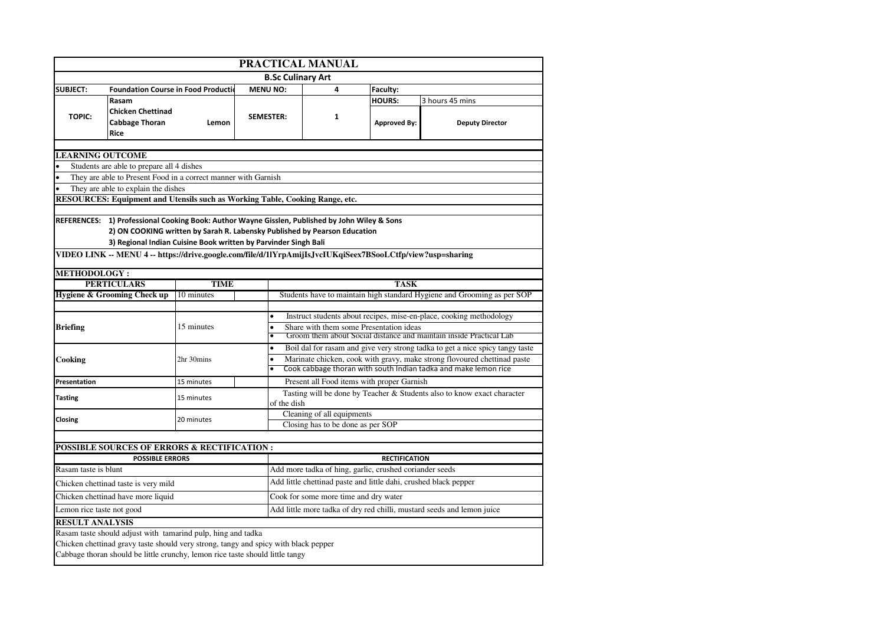# PRACTICAL MANUAL

## B.Sc Culinary Art

| SUBJECT: | Foundation Course in Food Productio | MENU NO: | 4 | Faculty: | |
|---|---|---|---|---|---|
| TOPIC: | Rasam<br>Chicken Chettinad<br>Cabbage Thoran Lemon Rice | SEMESTER: | 1 | HOURS: | 3 hours 45 mins |
| | | | | Approved By: | Deputy Director |

### LEARNING OUTCOME

- Students are able to prepare all 4 dishes
- They are able to Present Food in a correct manner with Garnish
- They are able to explain the dishes

**RESOURCES: Equipment and Utensils such as Working Table, Cooking Range, etc.**

**REFERENCES:**
1) Professional Cooking Book: Author Wayne Gisslen, Published by John Wiley & Sons
2) ON COOKING written by Sarah R. Labensky Published by Pearson Education
3) Regional Indian Cuisine Book written by Parvinder Singh Bali

**VIDEO LINK -- MENU 4 -- https://drive.google.com/file/d/1lYrpAmijIsJvcIUKqiSeex7BSooLCtfp/view?usp=sharing**

### METHODOLOGY :

| PERTICULARS | TIME | TASK |
|---|---|---|
| Hygiene & Grooming Check up | 10 minutes | Students have to maintain high standard Hygiene and Grooming as per SOP |
| Briefing | 15 minutes | • Instruct students about recipes, mise-en-place, cooking methodology<br>• Share with them some Presentation ideas<br>• Groom them about Social distance and maintain inside Practical Lab |
| Cooking | 2hr 30mins | • Boil dal for rasam and give very strong tadka to get a nice spicy tangy taste<br>• Marinate chicken, cook with gravy, make strong flovoured chettinad paste<br>• Cook cabbage thoran with south Indian tadka and make lemon rice |
| Presentation | 15 minutes | Present all Food items with proper Garnish |
| Tasting | 15 minutes | Tasting will be done by Teacher & Students also to know exact character of the dish |
| Closing | 20 minutes | Cleaning of all equipments<br>Closing has to be done as per SOP |

### POSSIBLE SOURCES OF ERRORS & RECTIFICATION :

| POSSIBLE ERRORS | RECTIFICATION |
|---|---|
| Rasam taste is blunt | Add more tadka of hing, garlic, crushed coriander seeds |
| Chicken chettinad taste is very mild | Add little chettinad paste and little dahi, crushed black pepper |
| Chicken chettinad have more liquid | Cook for some more time and dry water |
| Lemon rice taste not good | Add little more tadka of dry red chilli, mustard seeds and lemon juice |

### RESULT ANALYSIS

Rasam taste should adjust with tamarind pulp, hing and tadka
Chicken chettinad gravy taste should very strong, tangy and spicy with black pepper
Cabbage thoran should be little crunchy, lemon rice taste should little tangy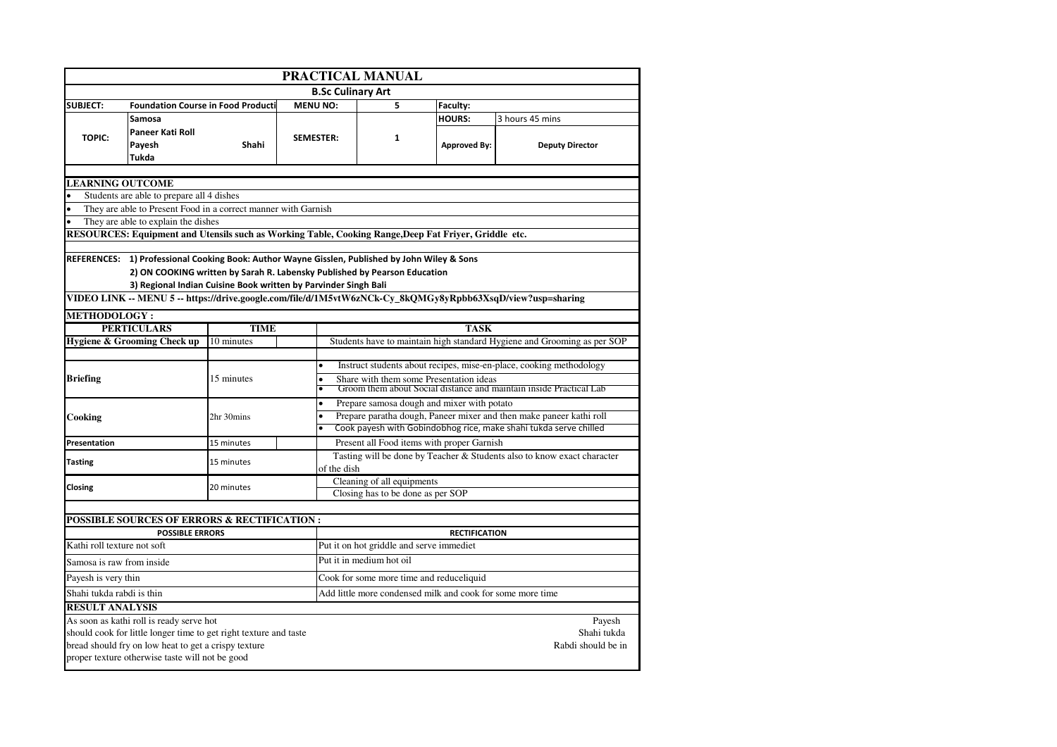# PRACTICAL MANUAL

## B.Sc Culinary Art

| SUBJECT: | Foundation Course in Food Producti | MENU NO: | 5 | Faculty: | |
|---|---|---|---|---|---|
| TOPIC: | Samosa<br>Paneer Kati Roll<br>Payesh Shahi Tukda | SEMESTER: | 1 | HOURS: | 3 hours 45 mins |
| | | | | Approved By: | Deputy Director |

### LEARNING OUTCOME

- Students are able to prepare all 4 dishes
- They are able to Present Food in a correct manner with Garnish
- They are able to explain the dishes

**RESOURCES: Equipment and Utensils such as Working Table, Cooking Range,Deep Fat Fryer, Griddle etc.**

**REFERENCES:**
1) Professional Cooking Book: Author Wayne Gisslen, Published by John Wiley & Sons
2) ON COOKING written by Sarah R. Labensky Published by Pearson Education
3) Regional Indian Cuisine Book written by Parvinder Singh Bali

**VIDEO LINK -- MENU 5 -- https://drive.google.com/file/d/1M5vtW6zNCk-Cy_8kQMGy8yRpbb63XsqD/view?usp=sharing**

### METHODOLOGY :

| PERTICULARS | TIME | TASK |
|---|---|---|
| Hygiene & Grooming Check up | 10 minutes | Students have to maintain high standard Hygiene and Grooming as per SOP |
| Briefing | 15 minutes | • Instruct students about recipes, mise-en-place, cooking methodology<br>• Share with them some Presentation ideas<br>• Groom them about Social distance and maintain inside Practical Lab |
| Cooking | 2hr 30mins | • Prepare samosa dough and mixer with potato<br>• Prepare paratha dough, Paneer mixer and then make paneer kathi roll<br>• Cook payesh with Gobindobhog rice, make shahi tukda serve chilled |
| Presentation | 15 minutes | Present all Food items with proper Garnish |
| Tasting | 15 minutes | Tasting will be done by Teacher & Students also to know exact character of the dish |
| Closing | 20 minutes | Cleaning of all equipments<br>Closing has to be done as per SOP |

### POSSIBLE SOURCES OF ERRORS & RECTIFICATION :

| POSSIBLE ERRORS | RECTIFICATION |
|---|---|
| Kathi roll texture not soft | Put it on hot griddle and serve immediet |
| Samosa is raw from inside | Put it in medium hot oil |
| Payesh is very thin | Cook for some more time and reduceliquid |
| Shahi tukda rabdi is thin | Add little more condensed milk and cook for some more time |

### RESULT ANALYSIS

As soon as kathi roll is ready serve hot Payesh should cook for little longer time to get right texture and taste Shahi tukda bread should fry on low heat to get a crispy texture Rabdi should be in proper texture otherwise taste will not be good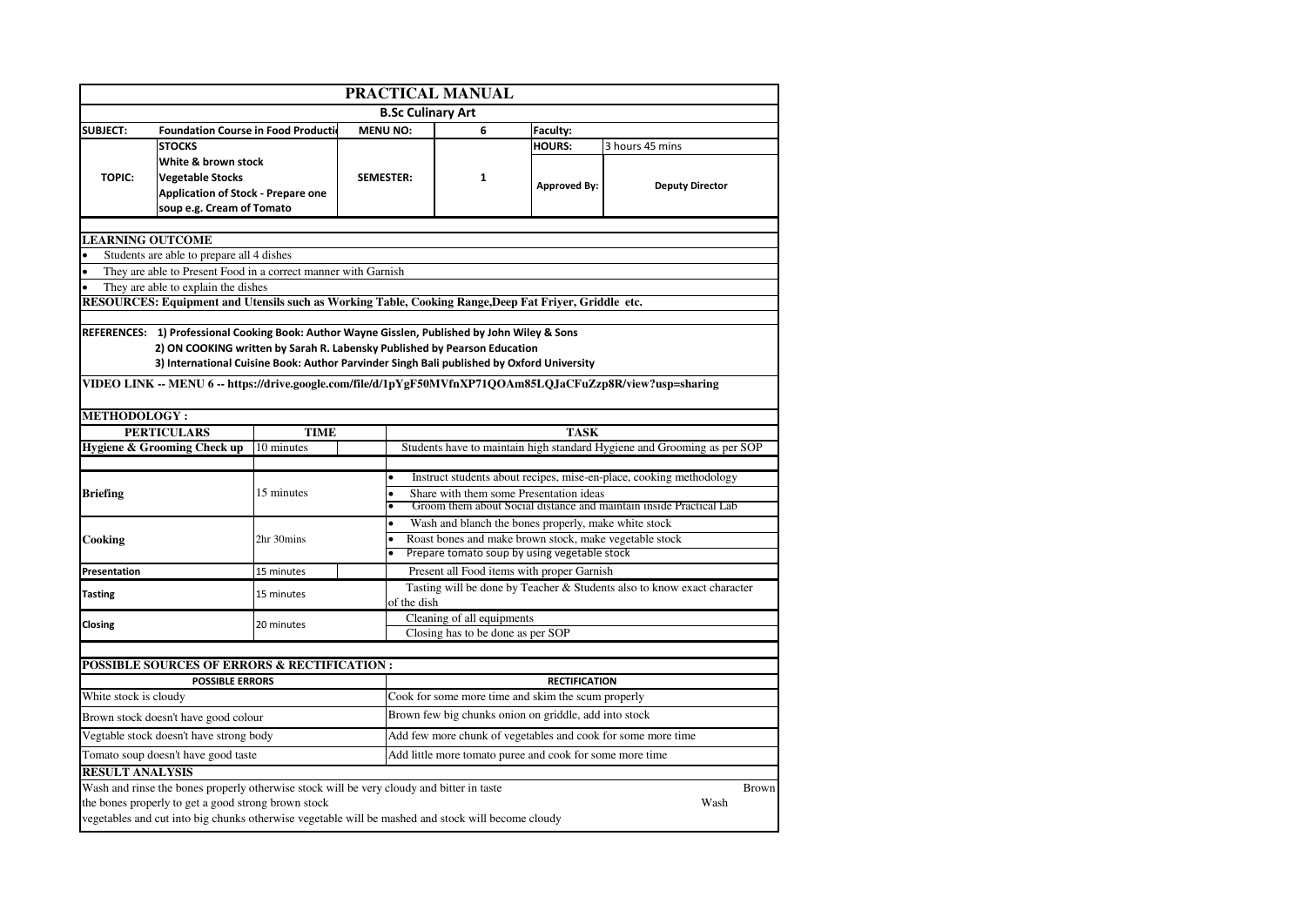# PRACTICAL MANUAL

## B.Sc Culinary Art

| SUBJECT: | Foundation Course in Food Productio | MENU NO: | 6 | Faculty: | |
|---|---|---|---|---|---|
| TOPIC: | STOCKS<br>White & brown stock<br>Vegetable Stocks<br>Application of Stock - Prepare one soup e.g. Cream of Tomato | SEMESTER: | 1 | HOURS: | 3 hours 45 mins |
| | | | | Approved By: | Deputy Director |

**LEARNING OUTCOME**

- Students are able to prepare all 4 dishes
- They are able to Present Food in a correct manner with Garnish
- They are able to explain the dishes

**RESOURCES: Equipment and Utensils such as Working Table, Cooking Range,Deep Fat Friyer, Griddle etc.**

**REFERENCES:**
1) Professional Cooking Book: Author Wayne Gisslen, Published by John Wiley & Sons
2) ON COOKING written by Sarah R. Labensky Published by Pearson Education
3) International Cuisine Book: Author Parvinder Singh Bali published by Oxford University

**VIDEO LINK -- MENU 6 -- https://drive.google.com/file/d/1pYgF50MVfnXP71QOAm85LQJaCFuZzp8R/view?usp=sharing**

**METHODOLOGY :**

| PERTICULARS | TIME | TASK |
|---|---|---|
| Hygiene & Grooming Check up | 10 minutes | Students have to maintain high standard Hygiene and Grooming as per SOP |
| Briefing | 15 minutes | • Instruct students about recipes, mise-en-place, cooking methodology<br>• Share with them some Presentation ideas<br>• Groom them about Social distance and maintain inside Practical Lab |
| Cooking | 2hr 30mins | • Wash and blanch the bones properly, make white stock<br>• Roast bones and make brown stock, make vegetable stock<br>• Prepare tomato soup by using vegetable stock |
| Presentation | 15 minutes | Present all Food items with proper Garnish |
| Tasting | 15 minutes | Tasting will be done by Teacher & Students also to know exact character of the dish |
| Closing | 20 minutes | Cleaning of all equipments<br>Closing has to be done as per SOP |

**POSSIBLE SOURCES OF ERRORS & RECTIFICATION :**

| POSSIBLE ERRORS | RECTIFICATION |
|---|---|
| White stock is cloudy | Cook for some more time and skim the scum properly |
| Brown stock doesn't have good colour | Brown few big chunks onion on griddle, add into stock |
| Vegtable stock doesn't have strong body | Add few more chunk of vegetables and cook for some more time |
| Tomato soup doesn't have good taste | Add little more tomato puree and cook for some more time |

**RESULT ANALYSIS**

Wash and rinse the bones properly otherwise stock will be very cloudy and bitter in taste
Brown the bones properly to get a good strong brown stock
Wash vegetables and cut into big chunks otherwise vegetable will be mashed and stock will become cloudy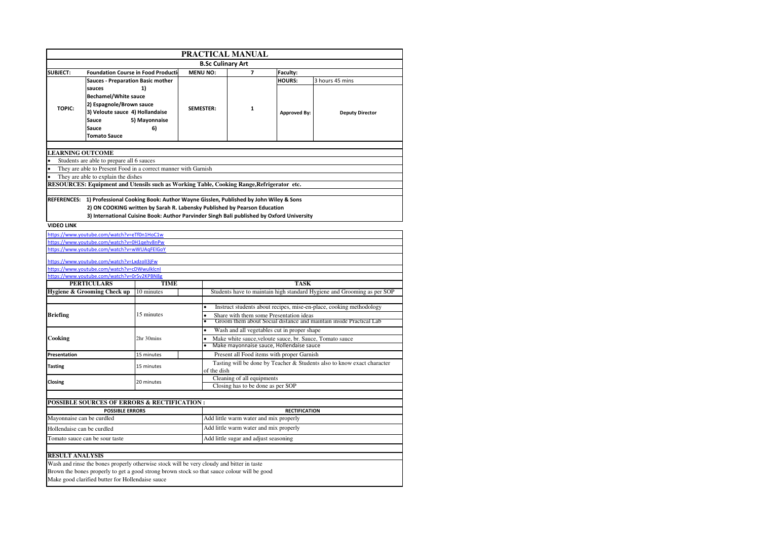# PRACTICAL MANUAL

## B.Sc Culinary Art

| SUBJECT: | Foundation Course in Food Producti | MENU NO: | 7 | Faculty: | |
|---|---|---|---|---|---|
| TOPIC: | Sauces - Preparation Basic mother sauces 1) Bechamel/White sauce 2) Espagnole/Brown sauce 3) Veloute sauce 4) Hollandaise Sauce 5) Mayonnaise Sauce 6) Tomato Sauce | SEMESTER: | 1 | HOURS: | 3 hours 45 mins |
| | | | | Approved By: | Deputy Director |

**LEARNING OUTCOME**

- Students are able to prepare all 6 sauces
- They are able to Present Food in a correct manner with Garnish
- They are able to explain the dishes

**RESOURCES: Equipment and Utensils such as Working Table, Cooking Range,Refrigerator etc.**

**REFERENCES:** 
1) Professional Cooking Book: Author Wayne Gisslen, Published by John Wiley & Sons
2) ON COOKING written by Sarah R. Labensky Published by Pearson Education
3) International Cuisine Book: Author Parvinder Singh Bali published by Oxford University

**VIDEO LINK**

https://www.youtube.com/watch?v=eTf0n1HoC1w
https://www.youtube.com/watch?v=0H1gehv8nPw
https://www.youtube.com/watch?v=wWUAqFElGoY
https://www.youtube.com/watch?v=Lxdzoll3jFw
https://www.youtube.com/watch?v=cDWwulklcnI
https://www.youtube.com/watch?v=0r5v2KPBN8g

| PERTICULARS | TIME | TASK |
|---|---|---|
| Hygiene & Grooming Check up | 10 minutes | Students have to maintain high standard Hygiene and Grooming as per SOP |
| Briefing | 15 minutes | • Instruct students about recipes, mise-en-place, cooking methodology<br>• Share with them some Presentation ideas<br>• Groom them about Social distance and maintain inside Practical Lab |
| Cooking | 2hr 30mins | • Wash and all vegetables cut in proper shape<br>• Make white sauce,veloute sauce, br. Sauce, Tomato sauce<br>• Make mayonnaise sauce, Hollendaise sauce |
| Presentation | 15 minutes | Present all Food items with proper Garnish |
| Tasting | 15 minutes | Tasting will be done by Teacher & Students also to know exact character of the dish |
| Closing | 20 minutes | Cleaning of all equipments<br>Closing has to be done as per SOP |

**POSSIBLE SOURCES OF ERRORS & RECTIFICATION :**

| POSSIBLE ERRORS | RECTIFICATION |
|---|---|
| Mayonnaise can be curdled | Add little warm water and mix properly |
| Hollendaise can be curdled | Add little warm water and mix properly |
| Tomato sauce can be sour taste | Add little sugar and adjust seasoning |

**RESULT ANALYSIS**

Wash and rinse the bones properly otherwise stock will be very cloudy and bitter in taste
Brown the bones properly to get a good strong brown stock so that sauce colour will be good
Make good clarified butter for Hollendaise sauce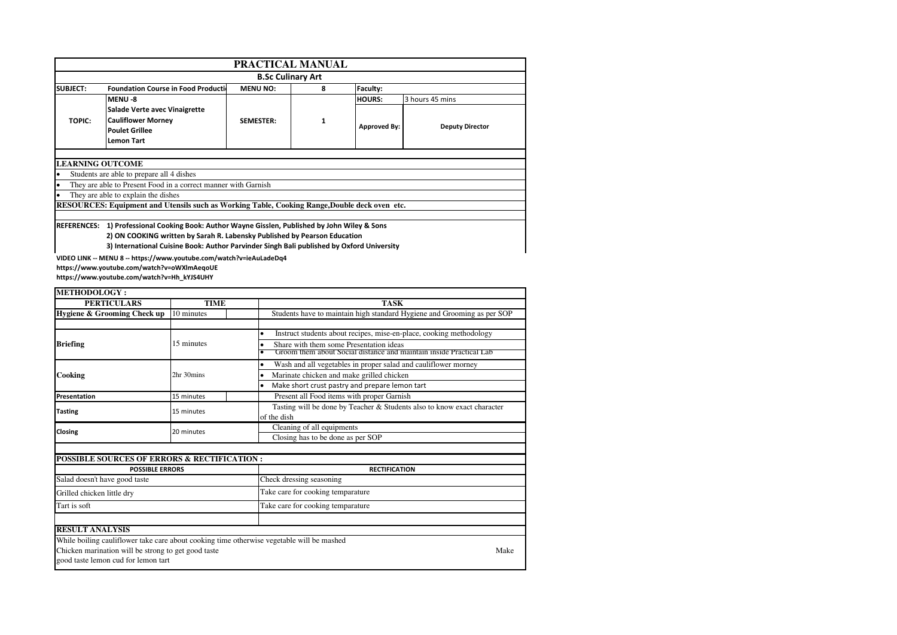# PRACTICAL MANUAL

## B.Sc Culinary Art

| SUBJECT: | Foundation Course in Food Producti | MENU NO: | 8 | Faculty: | |
|---|---|---|---|---|---|
| TOPIC: | MENU -8<br>Salade Verte avec Vinaigrette<br>Cauliflower Morney<br>Poulet Grillee<br>Lemon Tart | SEMESTER: | 1 | HOURS:<br>Approved By: | 3 hours 45 mins<br>Deputy Director |

### LEARNING OUTCOME

- Students are able to prepare all 4 dishes
- They are able to Present Food in a correct manner with Garnish
- They are able to explain the dishes

**RESOURCES: Equipment and Utensils such as Working Table, Cooking Range,Double deck oven etc.**

**REFERENCES:**
1) Professional Cooking Book: Author Wayne Gisslen, Published by John Wiley & Sons
2) ON COOKING written by Sarah R. Labensky Published by Pearson Education
3) International Cuisine Book: Author Parvinder Singh Bali published by Oxford University

**VIDEO LINK -- MENU 8 -- https://www.youtube.com/watch?v=ieAuLadeDq4**
**https://www.youtube.com/watch?v=oWXlmAeqoUE**
**https://www.youtube.com/watch?v=Hh_kYJS4UHY**

### METHODOLOGY :

| PERTICULARS | TIME | TASK |
|---|---|---|
| Hygiene & Grooming Check up | 10 minutes | Students have to maintain high standard Hygiene and Grooming as per SOP |
| Briefing | 15 minutes | • Instruct students about recipes, mise-en-place, cooking methodology<br>• Share with them some Presentation ideas<br>• Groom them about Social distance and maintain inside Practical Lab |
| Cooking | 2hr 30mins | • Wash and all vegetables in proper salad and cauliflower morney<br>• Marinate chicken and make grilled chicken<br>• Make short crust pastry and prepare lemon tart |
| Presentation | 15 minutes | Present all Food items with proper Garnish |
| Tasting | 15 minutes | Tasting will be done by Teacher & Students also to know exact character of the dish |
| Closing | 20 minutes | Cleaning of all equipments<br>Closing has to be done as per SOP |

### POSSIBLE SOURCES OF ERRORS & RECTIFICATION :

| POSSIBLE ERRORS | RECTIFICATION |
|---|---|
| Salad doesn't have good taste | Check dressing seasoning |
| Grilled chicken little dry | Take care for cooking temparature |
| Tart is soft | Take care for cooking temparature |

### RESULT ANALYSIS

While boiling cauliflower take care about cooking time otherwise vegetable will be mashed
Chicken marination will be strong to get good taste Make
good taste lemon cud for lemon tart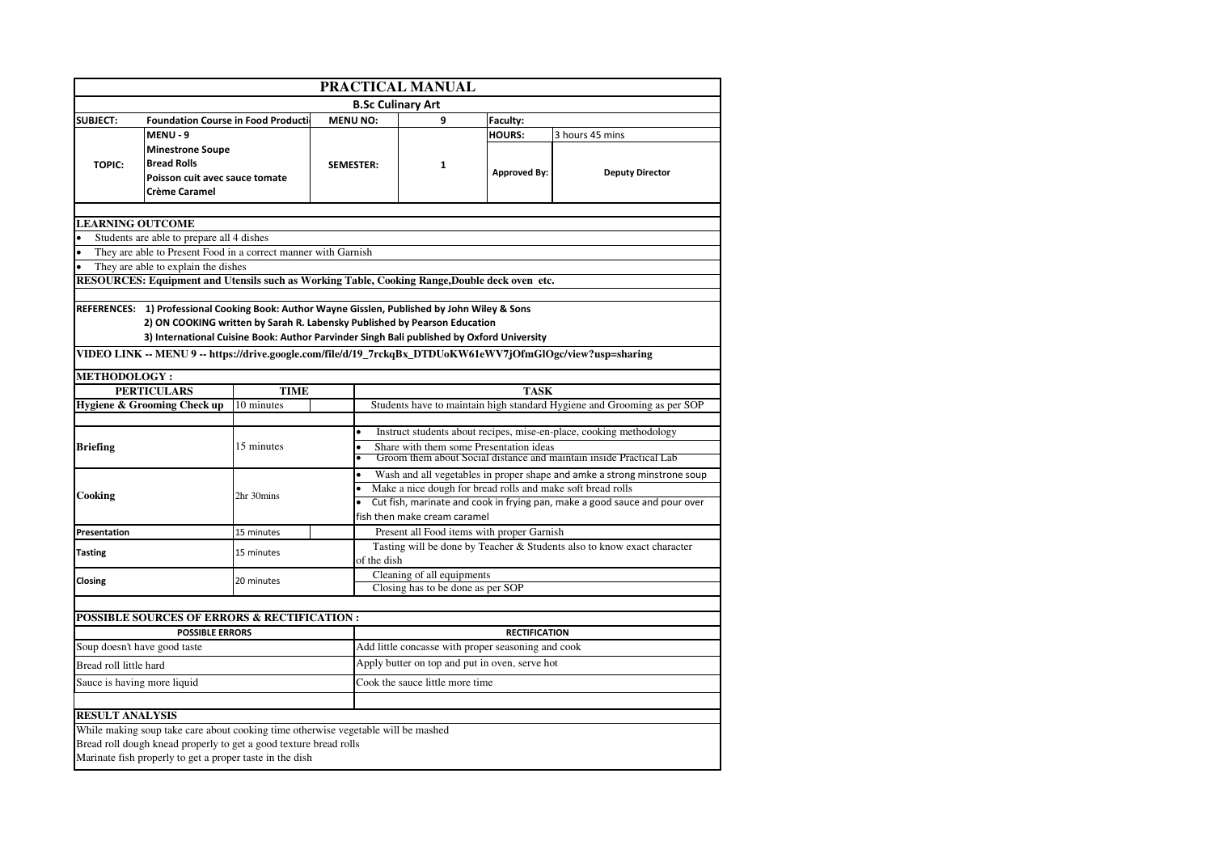# PRACTICAL MANUAL

## B.Sc Culinary Art

| SUBJECT: | Foundation Course in Food Producti | MENU NO: | 9 | Faculty: | |
|---|---|---|---|---|---|
| | MENU - 9 | | | HOURS: | 3 hours 45 mins |
| TOPIC: | Minestrone Soupe<br>Bread Rolls<br>Poisson cuit avec sauce tomate<br>Crème Caramel | SEMESTER: | 1 | Approved By: | Deputy Director |

### LEARNING OUTCOME

- Students are able to prepare all 4 dishes
- They are able to Present Food in a correct manner with Garnish
- They are able to explain the dishes

**RESOURCES: Equipment and Utensils such as Working Table, Cooking Range,Double deck oven etc.**

**REFERENCES:** 1) Professional Cooking Book: Author Wayne Gisslen, Published by John Wiley & Sons
2) ON COOKING written by Sarah R. Labensky Published by Pearson Education
3) International Cuisine Book: Author Parvinder Singh Bali published by Oxford University

**VIDEO LINK -- MENU 9 -- https://drive.google.com/file/d/19_7rckqBx_DTDUoKW61eWV7jOfmGlOgc/view?usp=sharing**

### METHODOLOGY :

| PERTICULARS | TIME | TASK |
|---|---|---|
| Hygiene & Grooming Check up | 10 minutes | Students have to maintain high standard Hygiene and Grooming as per SOP |
| Briefing | 15 minutes | • Instruct students about recipes, mise-en-place, cooking methodology<br>• Share with them some Presentation ideas<br>• Groom them about Social distance and maintain inside Practical Lab |
| Cooking | 2hr 30mins | • Wash and all vegetables in proper shape and amke a strong minstrone soup<br>• Make a nice dough for bread rolls and make soft bread rolls<br>• Cut fish, marinate and cook in frying pan, make a good sauce and pour over fish then make cream caramel |
| Presentation | 15 minutes | Present all Food items with proper Garnish |
| Tasting | 15 minutes | Tasting will be done by Teacher & Students also to know exact character of the dish |
| Closing | 20 minutes | Cleaning of all equipments<br>Closing has to be done as per SOP |

### POSSIBLE SOURCES OF ERRORS & RECTIFICATION :

| POSSIBLE ERRORS | RECTIFICATION |
|---|---|
| Soup doesn't have good taste | Add little concasse with proper seasoning and cook |
| Bread roll little hard | Apply butter on top and put in oven, serve hot |
| Sauce is having more liquid | Cook the sauce little more time |

### RESULT ANALYSIS

While making soup take care about cooking time otherwise vegetable will be mashed
Bread roll dough knead properly to get a good texture bread rolls
Marinate fish properly to get a proper taste in the dish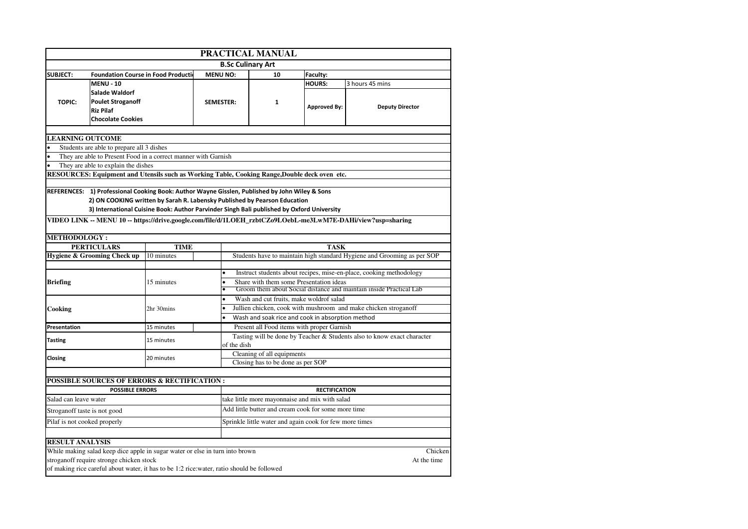# PRACTICAL MANUAL

## B.Sc Culinary Art

| SUBJECT: | Foundation Course in Food Productio | MENU NO: | 10 | Faculty: | |
|---|---|---|---|---|---|
| TOPIC: | MENU - 10<br>Salade Waldorf<br>Poulet Stroganoff<br>Riz Pilaf<br>Chocolate Cookies | SEMESTER: | 1 | HOURS: | 3 hours 45 mins |
| | | | | Approved By: | Deputy Director |

**LEARNING OUTCOME**

- Students are able to prepare all 3 dishes
- They are able to Present Food in a correct manner with Garnish
- They are able to explain the dishes

**RESOURCES: Equipment and Utensils such as Working Table, Cooking Range,Double deck oven etc.**

**REFERENCES:** 1) Professional Cooking Book: Author Wayne Gisslen, Published by John Wiley & Sons
2) ON COOKING written by Sarah R. Labensky Published by Pearson Education
3) International Cuisine Book: Author Parvinder Singh Bali published by Oxford University

**VIDEO LINK -- MENU 10 -- https://drive.google.com/file/d/1LOEH_rzbtCZo9LOebL-me3LwM7E-DAHi/view?usp=sharing**

**METHODOLOGY :**

| PERTICULARS | TIME | TASK |
|---|---|---|
| Hygiene & Grooming Check up | 10 minutes | Students have to maintain high standard Hygiene and Grooming as per SOP |
| Briefing | 15 minutes | • Instruct students about recipes, mise-en-place, cooking methodology<br>• Share with them some Presentation ideas<br>• Groom them about Social distance and maintain inside Practical Lab |
| Cooking | 2hr 30mins | • Wash and cut fruits, make woldrof salad<br>• Jullien chicken, cook with mushroom and make chicken stroganoff<br>• Wash and soak rice and cook in absorption method |
| Presentation | 15 minutes | Present all Food items with proper Garnish |
| Tasting | 15 minutes | Tasting will be done by Teacher & Students also to know exact character of the dish |
| Closing | 20 minutes | Cleaning of all equipments<br>Closing has to be done as per SOP |

**POSSIBLE SOURCES OF ERRORS & RECTIFICATION :**

| POSSIBLE ERRORS | RECTIFICATION |
|---|---|
| Salad can leave water | take little more mayonnaise and mix with salad |
| Stroganoff taste is not good | Add little butter and cream cook for some more time |
| Pilaf is not cooked properly | Sprinkle little water and again cook for few more times |

**RESULT ANALYSIS**

While making salad keep dice apple in sugar water or else in turn into brown Chicken stroganoff require stronge chicken stock At the time of making rice careful about water, it has to be 1:2 rice:water, ratio should be followed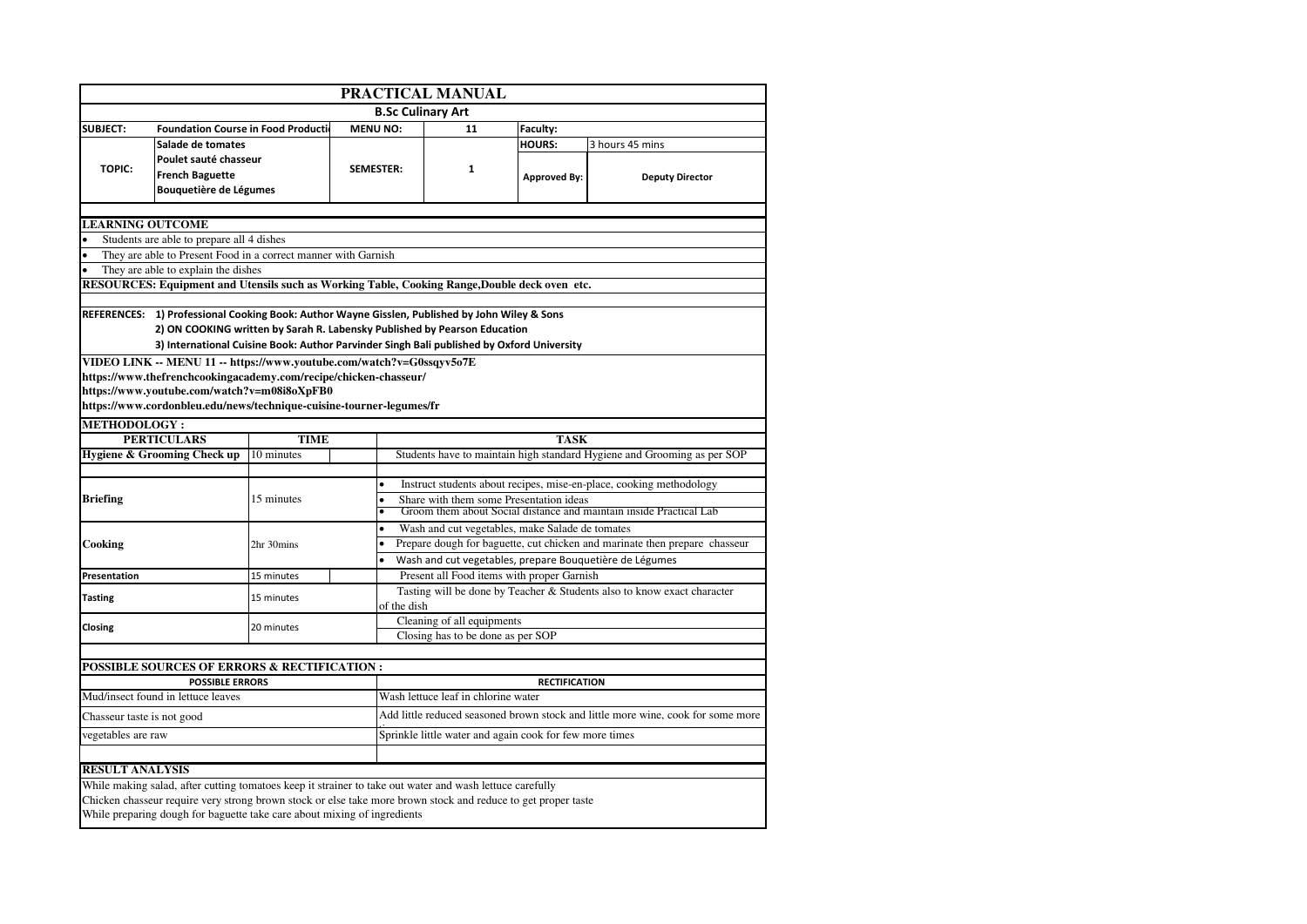# PRACTICAL MANUAL

## B.Sc Culinary Art

| SUBJECT: | Foundation Course in Food Producti | MENU NO: | 11 | Faculty: | |
|---|---|---|---|---|---|
| | Salade de tomates | | | HOURS: | 3 hours 45 mins |
| TOPIC: | Poulet sauté chasseur<br>French Baguette<br>Bouquetière de Légumes | SEMESTER: | 1 | Approved By: | Deputy Director |

### LEARNING OUTCOME

- Students are able to prepare all 4 dishes
- They are able to Present Food in a correct manner with Garnish
- They are able to explain the dishes

**RESOURCES: Equipment and Utensils such as Working Table, Cooking Range,Double deck oven etc.**

**REFERENCES:**
1) Professional Cooking Book: Author Wayne Gisslen, Published by John Wiley & Sons
2) ON COOKING written by Sarah R. Labensky Published by Pearson Education
3) International Cuisine Book: Author Parvinder Singh Bali published by Oxford University

**VIDEO LINK -- MENU 11 -- https://www.youtube.com/watch?v=G0ssqyv5o7E**
**https://www.thefrenchcookingacademy.com/recipe/chicken-chasseur/**
**https://www.youtube.com/watch?v=m08i8oXpFB0**
**https://www.cordonbleu.edu/news/technique-cuisine-tourner-legumes/fr**

### METHODOLOGY :

| PERTICULARS | TIME | TASK |
|---|---|---|
| Hygiene & Grooming Check up | 10 minutes | Students have to maintain high standard Hygiene and Grooming as per SOP |
| Briefing | 15 minutes | • Instruct students about recipes, mise-en-place, cooking methodology<br>• Share with them some Presentation ideas<br>• Groom them about Social distance and maintain inside Practical Lab |
| Cooking | 2hr 30mins | • Wash and cut vegetables, make Salade de tomates<br>• Prepare dough for baguette, cut chicken and marinate then prepare chasseur<br>• Wash and cut vegetables, prepare Bouquetière de Légumes |
| Presentation | 15 minutes | Present all Food items with proper Garnish |
| Tasting | 15 minutes | Tasting will be done by Teacher & Students also to know exact character of the dish |
| Closing | 20 minutes | Cleaning of all equipments<br>Closing has to be done as per SOP |

### POSSIBLE SOURCES OF ERRORS & RECTIFICATION :

| POSSIBLE ERRORS | RECTIFICATION |
|---|---|
| Mud/insect found in lettuce leaves | Wash lettuce leaf in chlorine water |
| Chasseur taste is not good | Add little reduced seasoned brown stock and little more wine, cook for some more time |
| vegetables are raw | Sprinkle little water and again cook for few more times |

### RESULT ANALYSIS

While making salad, after cutting tomatoes keep it strainer to take out water and wash lettuce carefully
Chicken chasseur require very strong brown stock or else take more brown stock and reduce to get proper taste
While preparing dough for baguette take care about mixing of ingredients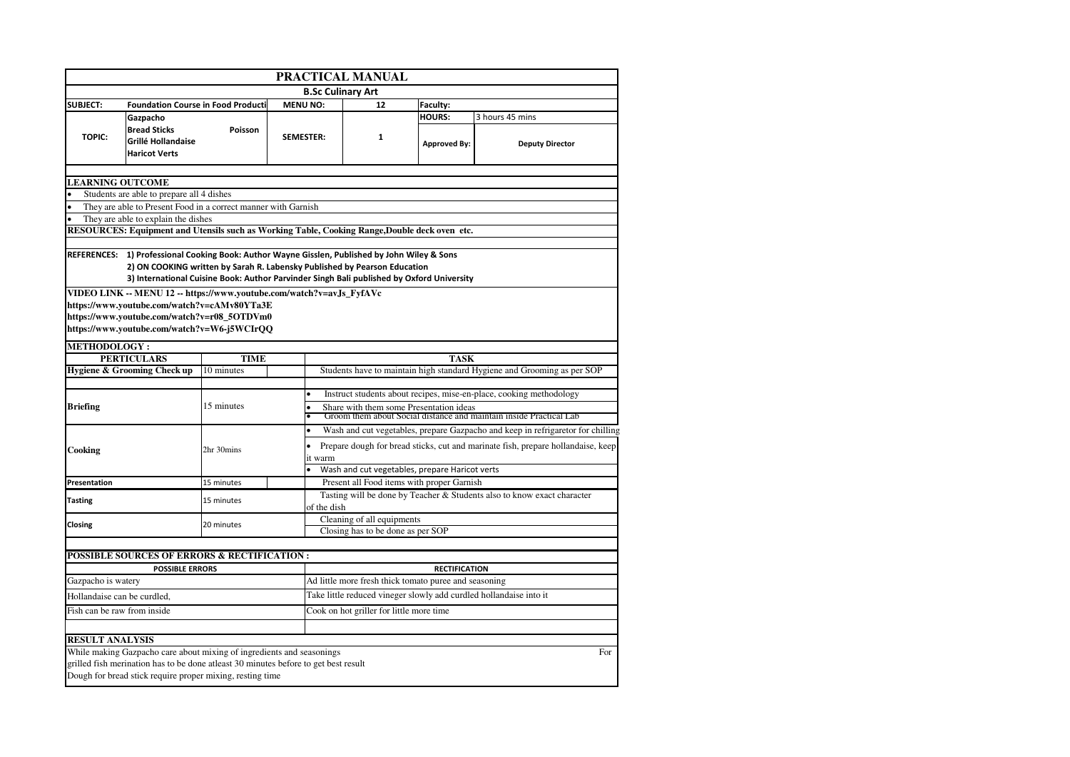# PRACTICAL MANUAL

## B.Sc Culinary Art

| | | | | | |
|---|---|---|---|---|---|
| **SUBJECT:** | **Foundation Course in Food Producti** | **MENU NO:** | **12** | **Faculty:** | |
| **TOPIC:** | **Gazpacho**<br>**Bread Sticks**<br>**Grillé Hollandaise** **Poisson**<br>**Haricot Verts** | **SEMESTER:** | **1** | **HOURS:** | 3 hours 45 mins |
| | | | | **Approved By:** | **Deputy Director** |

**LEARNING OUTCOME**

- Students are able to prepare all 4 dishes
- They are able to Present Food in a correct manner with Garnish
- They are able to explain the dishes

**RESOURCES: Equipment and Utensils such as Working Table, Cooking Range,Double deck oven etc.**

**REFERENCES:** **1) Professional Cooking Book: Author Wayne Gisslen, Published by John Wiley & Sons**
**2) ON COOKING written by Sarah R. Labensky Published by Pearson Education**
**3) International Cuisine Book: Author Parvinder Singh Bali published by Oxford University**

**VIDEO LINK -- MENU 12 -- https://www.youtube.com/watch?v=avJs_FyfAVc**
**https://www.youtube.com/watch?v=cAMv80YTa3E**
**https://www.youtube.com/watch?v=r08_5OTDVm0**
**https://www.youtube.com/watch?v=W6-j5WCIrQQ**

**METHODOLOGY :**

| PERTICULARS | TIME | TASK |
|---|---|---|
| **Hygiene & Grooming Check up** | 10 minutes | Students have to maintain high standard Hygiene and Grooming as per SOP |
| **Briefing** | 15 minutes | • Instruct students about recipes, mise-en-place, cooking methodology<br>• Share with them some Presentation ideas<br>• Groom them about Social distance and maintain inside Practical Lab |
| **Cooking** | 2hr 30mins | • Wash and cut vegetables, prepare Gazpacho and keep in refrigaretor for chilling<br>• Prepare dough for bread sticks, cut and marinate fish, prepare hollandaise, keep it warm<br>• Wash and cut vegetables, prepare Haricot verts |
| **Presentation** | 15 minutes | Present all Food items with proper Garnish |
| **Tasting** | 15 minutes | Tasting will be done by Teacher & Students also to know exact character of the dish |
| **Closing** | 20 minutes | Cleaning of all equipments<br>Closing has to be done as per SOP |

**POSSIBLE SOURCES OF ERRORS & RECTIFICATION :**

| POSSIBLE ERRORS | RECTIFICATION |
|---|---|
| Gazpacho is watery | Ad little more fresh thick tomato puree and seasoning |
| Hollandaise can be curdled, | Take little reduced vineger slowly add curdled hollandaise into it |
| Fish can be raw from inside | Cook on hot griller for little more time |

**RESULT ANALYSIS**

While making Gazpacho care about mixing of ingredients and seasonings For grilled fish merination has to be done atleast 30 minutes before to get best result
Dough for bread stick require proper mixing, resting time